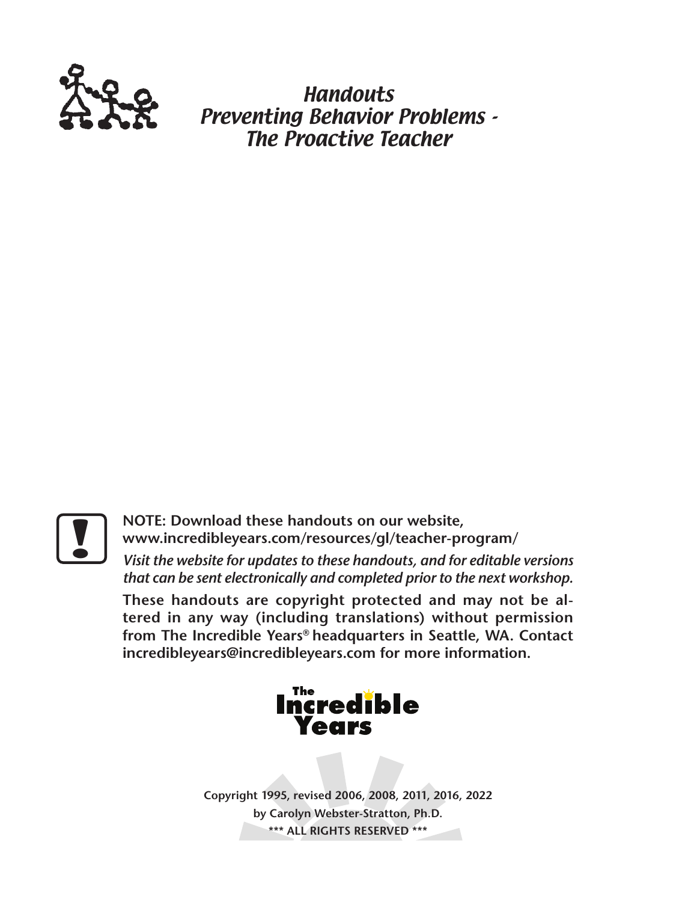# *Handouts*
# *Preventing Behavior Problems - The Proactive Teacher*

**NOTE: Download these handouts on our website, www.incredibleyears.com/resources/gl/teacher-program/**

*Visit the website for updates to these handouts, and for editable versions that can be sent electronically and completed prior to the next workshop.*

**These handouts are copyright protected and may not be altered in any way (including translations) without permission from The Incredible Years® headquarters in Seattle, WA. Contact incredibleyears@incredibleyears.com for more information.**

The Incredible Years

**Copyright 1995, revised 2006, 2008, 2011, 2016, 2022**
**by Carolyn Webster-Stratton, Ph.D.**
**\*\*\* ALL RIGHTS RESERVED \*\*\***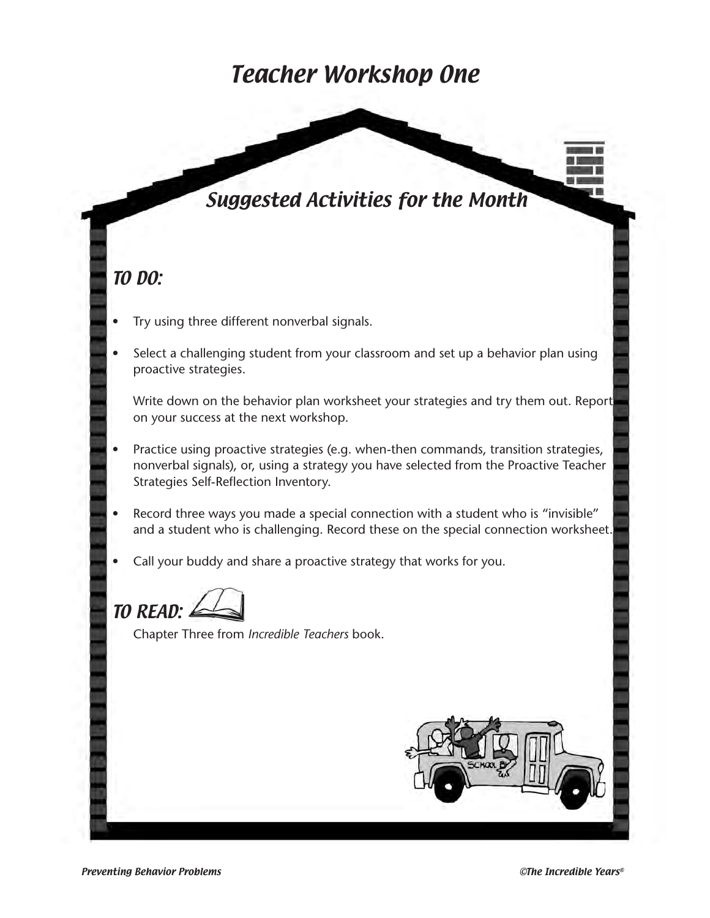# Teacher Workshop One

## Suggested Activities for the Month

### TO DO:

- Try using three different nonverbal signals.
- Select a challenging student from your classroom and set up a behavior plan using proactive strategies.

  Write down on the behavior plan worksheet your strategies and try them out. Report on your success at the next workshop.
- Practice using proactive strategies (e.g. when-then commands, transition strategies, nonverbal signals), or, using a strategy you have selected from the Proactive Teacher Strategies Self-Reflection Inventory.
- Record three ways you made a special connection with a student who is "invisible" and a student who is challenging. Record these on the special connection worksheet.
- Call your buddy and share a proactive strategy that works for you.

### TO READ:

Chapter Three from *Incredible Teachers* book.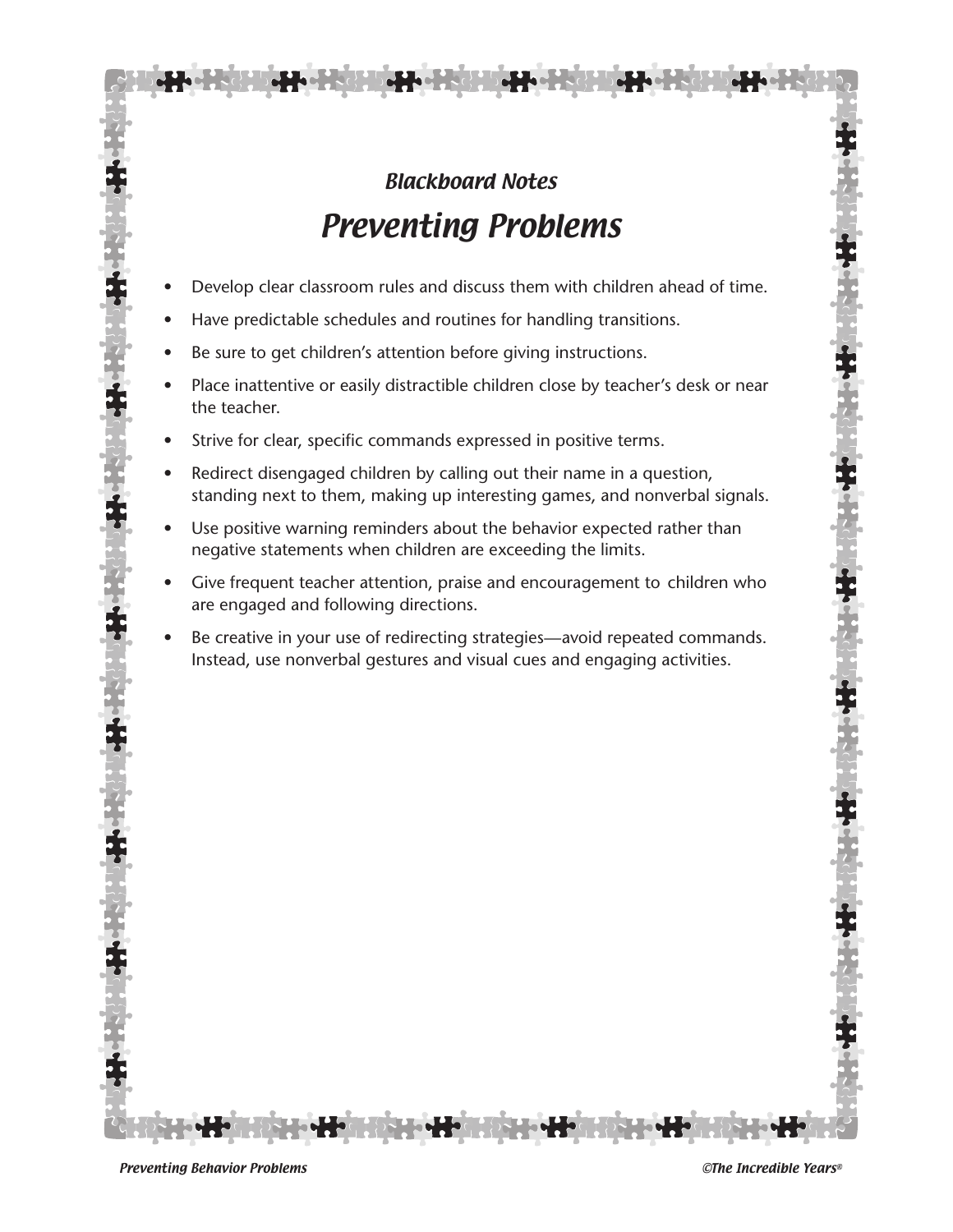*Blackboard Notes*

# *Preventing Problems*

- Develop clear classroom rules and discuss them with children ahead of time.
- Have predictable schedules and routines for handling transitions.
- Be sure to get children's attention before giving instructions.
- Place inattentive or easily distractible children close by teacher's desk or near the teacher.
- Strive for clear, specific commands expressed in positive terms.
- Redirect disengaged children by calling out their name in a question, standing next to them, making up interesting games, and nonverbal signals.
- Use positive warning reminders about the behavior expected rather than negative statements when children are exceeding the limits.
- Give frequent teacher attention, praise and encouragement to children who are engaged and following directions.
- Be creative in your use of redirecting strategies—avoid repeated commands. Instead, use nonverbal gestures and visual cues and engaging activities.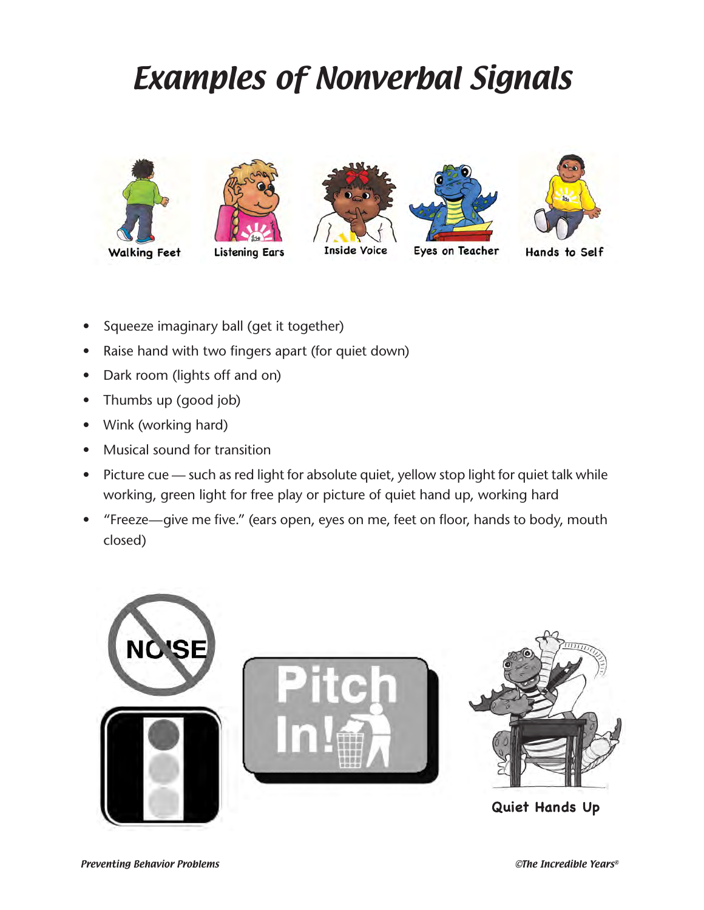# Examples of Nonverbal Signals

Walking Feet

Listening Ears

Inside Voice

Eyes on Teacher

Hands to Self

- Squeeze imaginary ball (get it together)
- Raise hand with two fingers apart (for quiet down)
- Dark room (lights off and on)
- Thumbs up (good job)
- Wink (working hard)
- Musical sound for transition
- Picture cue — such as red light for absolute quiet, yellow stop light for quiet talk while working, green light for free play or picture of quiet hand up, working hard
- "Freeze—give me five." (ears open, eyes on me, feet on floor, hands to body, mouth closed)

NOISE

Pitch In!

Quiet Hands Up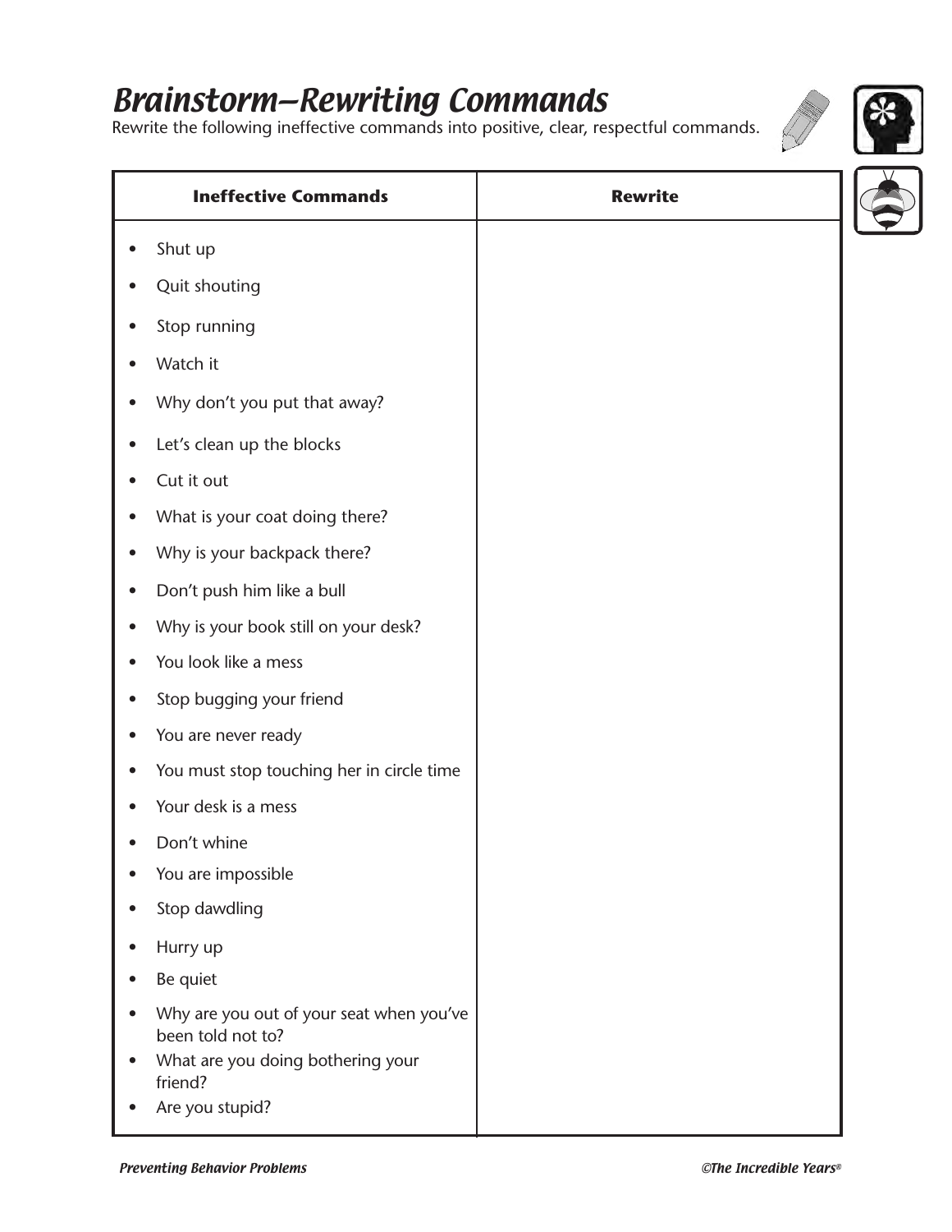# Brainstorm—Rewriting Commands

Rewrite the following ineffective commands into positive, clear, respectful commands.

| Ineffective Commands | Rewrite |
| --- | --- |
| • Shut up | |
| • Quit shouting | |
| • Stop running | |
| • Watch it | |
| • Why don't you put that away? | |
| • Let's clean up the blocks | |
| • Cut it out | |
| • What is your coat doing there? | |
| • Why is your backpack there? | |
| • Don't push him like a bull | |
| • Why is your book still on your desk? | |
| • You look like a mess | |
| • Stop bugging your friend | |
| • You are never ready | |
| • You must stop touching her in circle time | |
| • Your desk is a mess | |
| • Don't whine | |
| • You are impossible | |
| • Stop dawdling | |
| • Hurry up | |
| • Be quiet | |
| • Why are you out of your seat when you've been told not to? | |
| • What are you doing bothering your friend? | |
| • Are you stupid? | |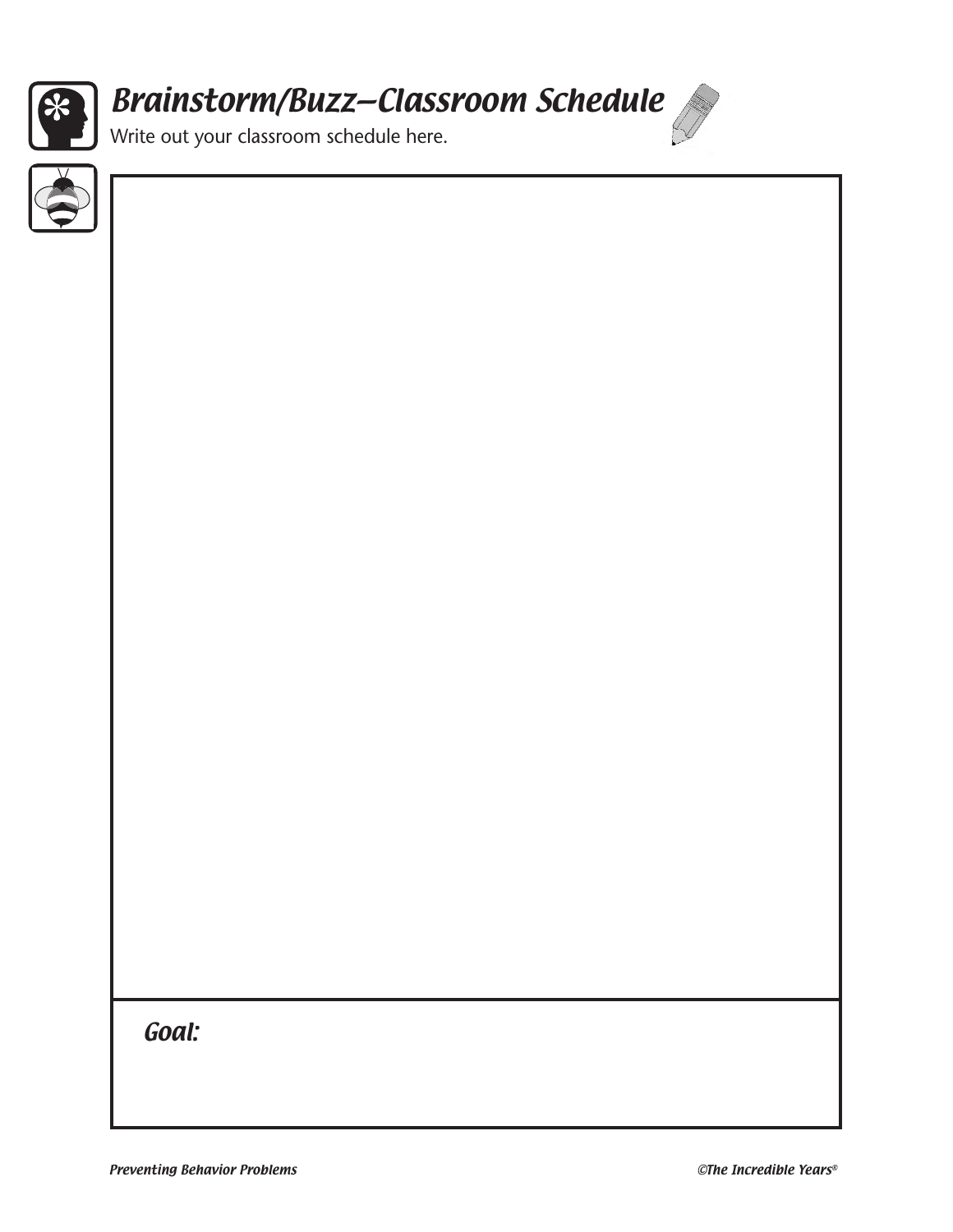# *Brainstorm/Buzz—Classroom Schedule*

Write out your classroom schedule here.

***Goal:***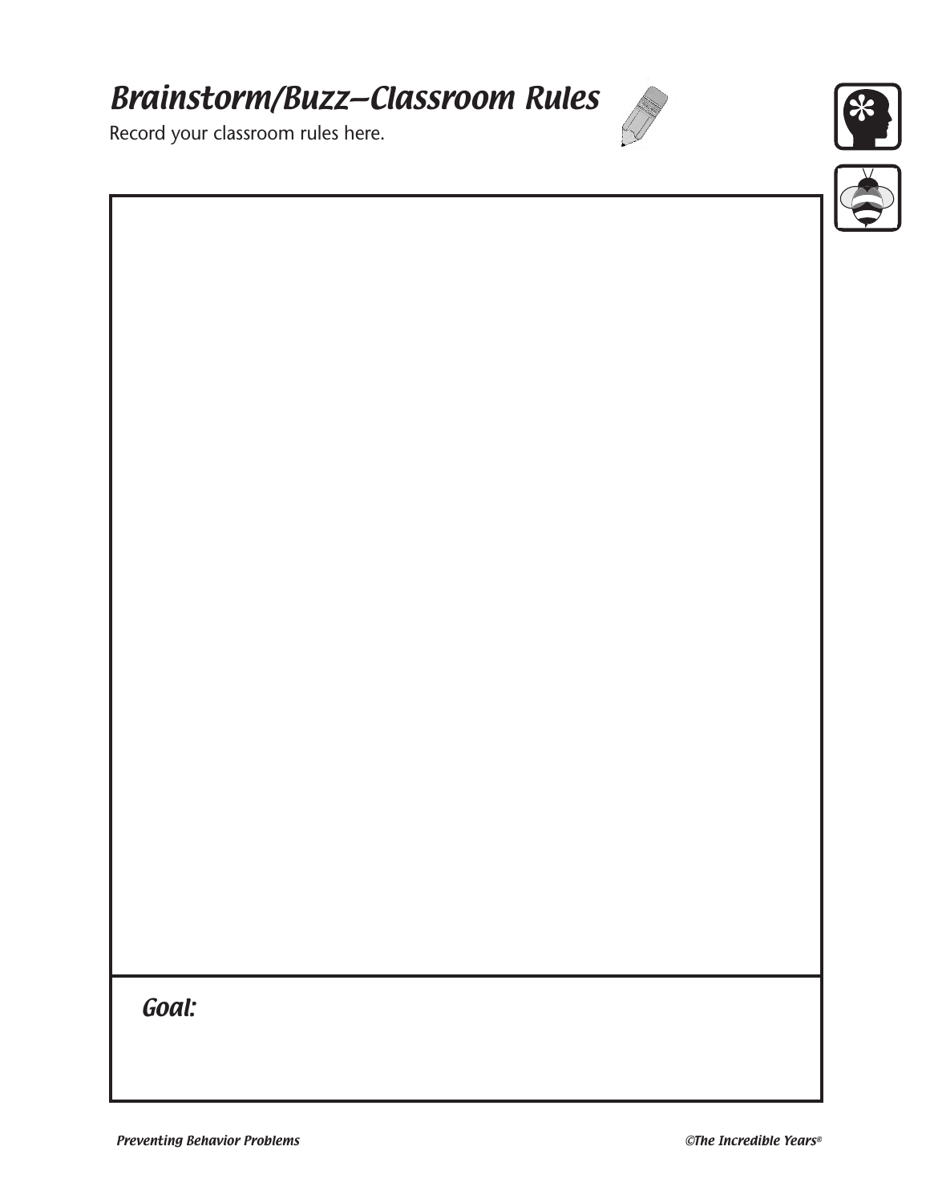# *Brainstorm/Buzz—Classroom Rules*

Record your classroom rules here.

***Goal:***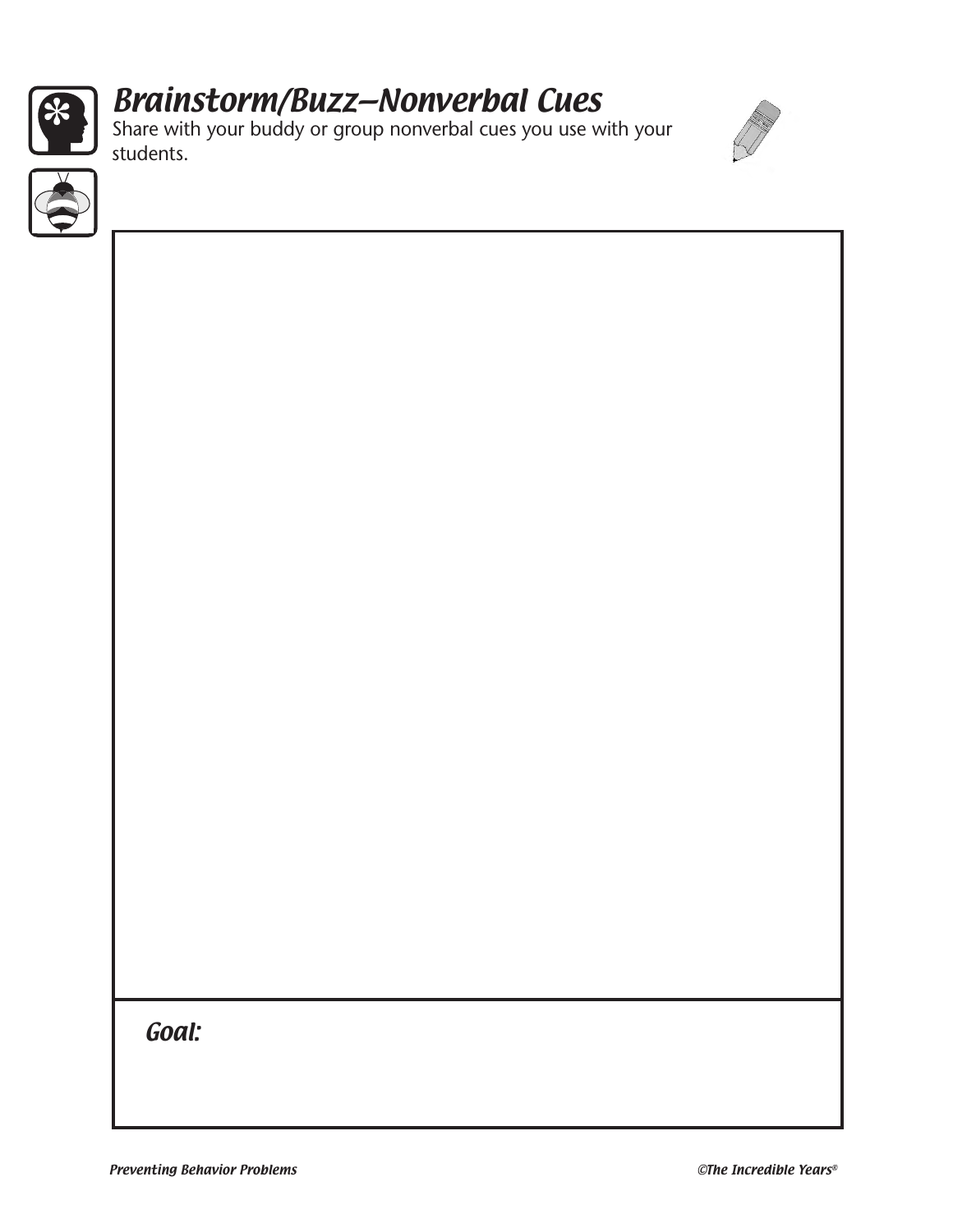# *Brainstorm/Buzz—Nonverbal Cues*

Share with your buddy or group nonverbal cues you use with your students.

***Goal:***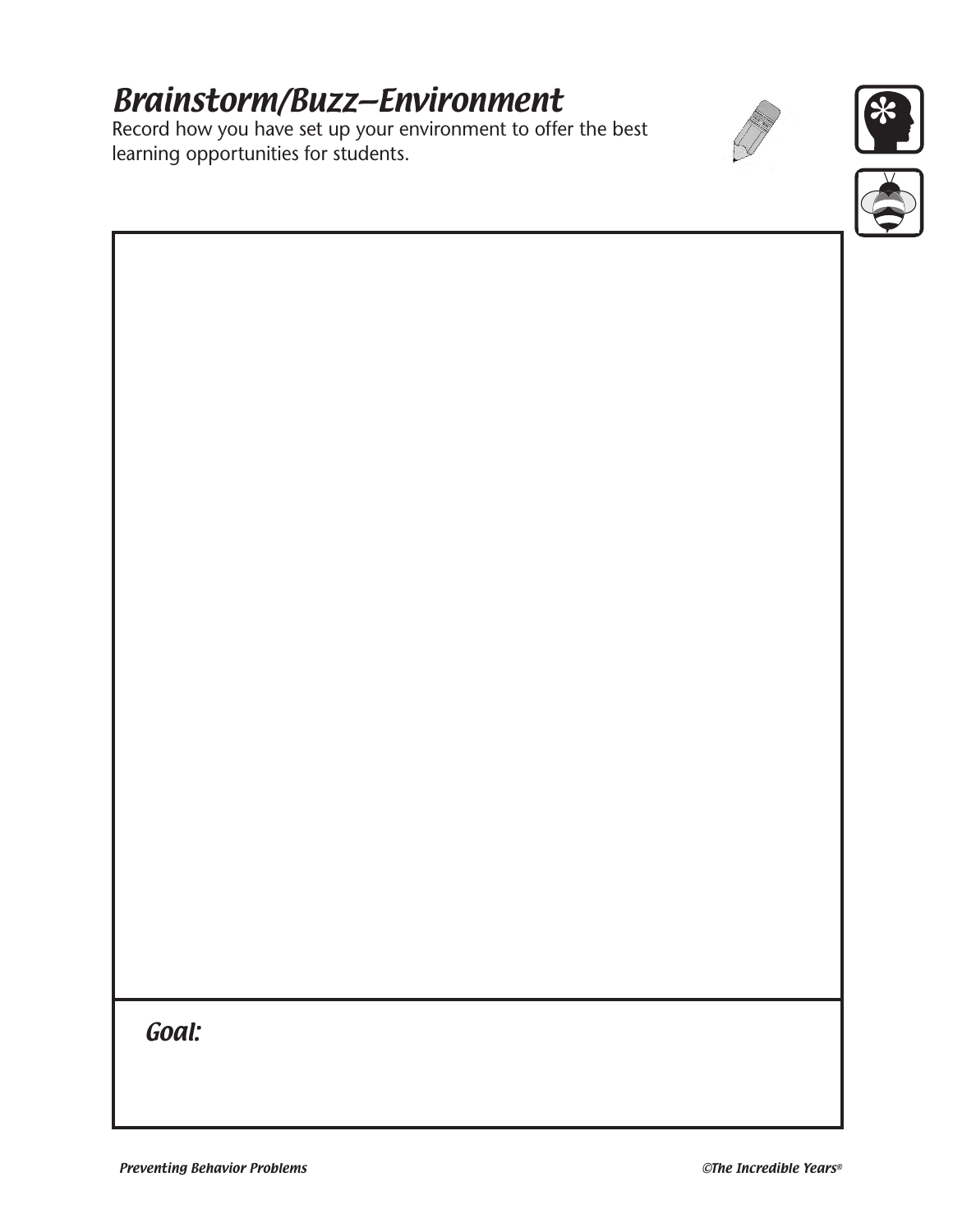# *Brainstorm/Buzz—Environment*

Record how you have set up your environment to offer the best learning opportunities for students.

***Goal:***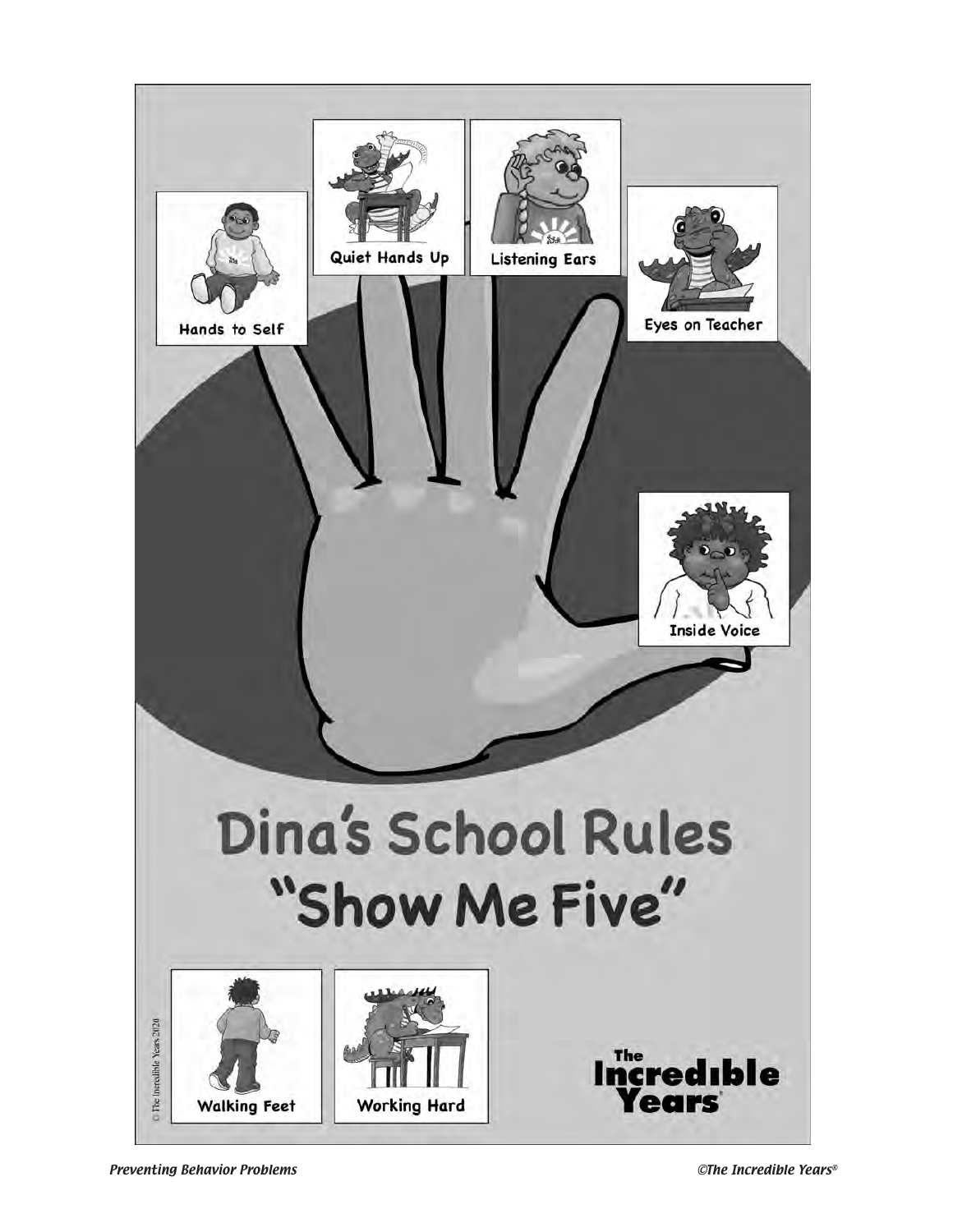Hands to Self

Quiet Hands Up

Listening Ears

Eyes on Teacher

Inside Voice

# Dina's School Rules

## "Show Me Five"

Walking Feet

Working Hard

The Incredible Years

© The Incredible Years 2020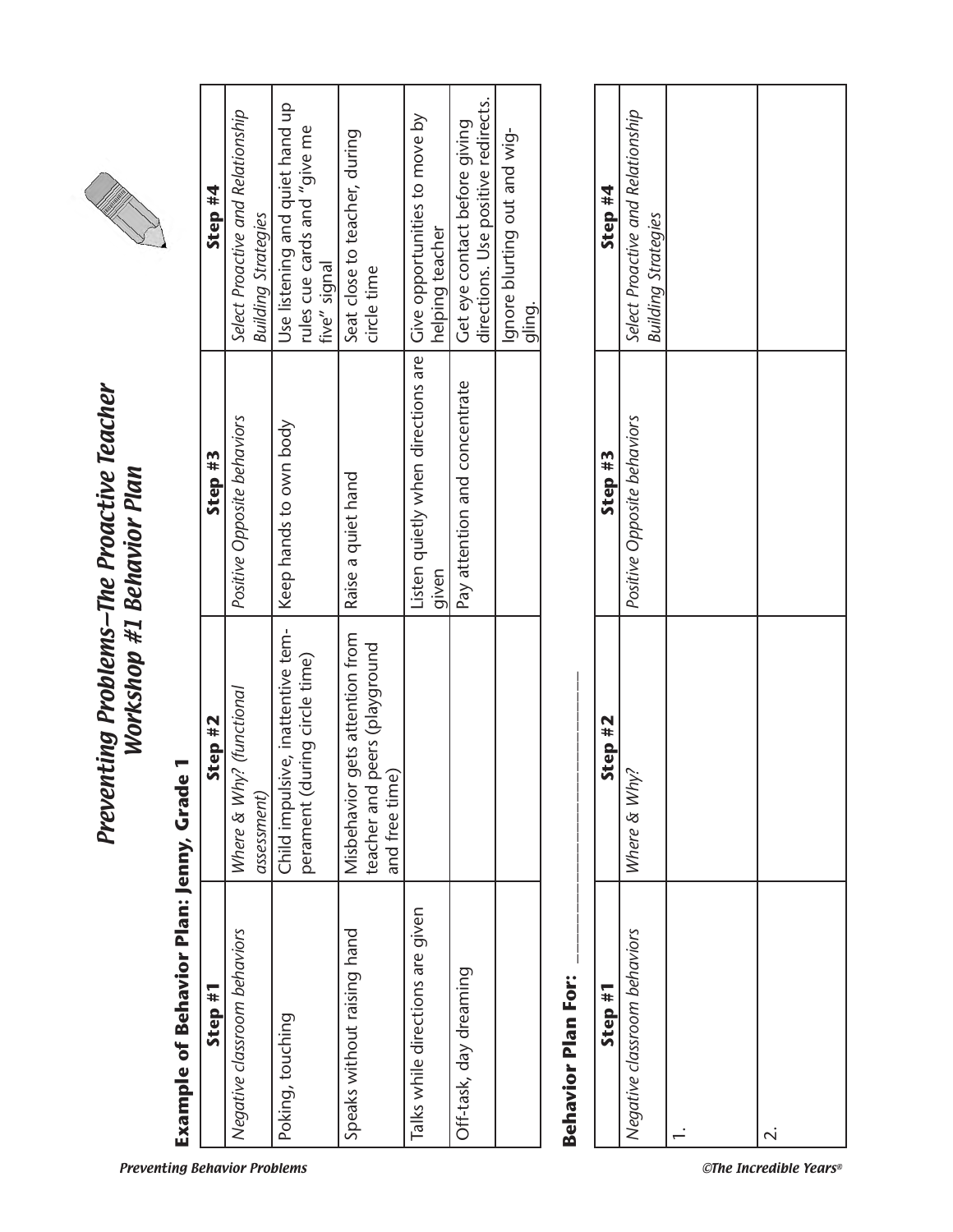# *Preventing Problems–The Proactive Teacher*
## *Workshop #1 Behavior Plan*

**Example of Behavior Plan: Jenny, Grade 1**

| Step #1 | Step #2 | Step #3 | Step #4 |
|---|---|---|---|
| *Negative classroom behaviors* | *Where & Why? (functional assessment)* | *Positive Opposite behaviors* | *Select Proactive and Relationship Building Strategies* |
| Poking, touching | Child impulsive, inattentive temperament (during circle time) | Keep hands to own body | Use listening and quiet hand up rules cue cards and "give me five" signal |
| Speaks without raising hand | Misbehavior gets attention from teacher and peers (playground and free time) | Raise a quiet hand | Seat close to teacher, during circle time |
| Talks while directions are given | | Listen quietly when directions are given | Give opportunities to move by helping teacher |
| Off-task, day dreaming | | Pay attention and concentrate | Get eye contact before giving directions. Use positive redirects. |
| | | | Ignore blurting out and wiggling. |

**Behavior Plan For:** ___________________________

| Step #1 | Step #2 | Step #3 | Step #4 |
|---|---|---|---|
| *Negative classroom behaviors* | *Where & Why?* | *Positive Opposite behaviors* | *Select Proactive and Relationship Building Strategies* |
| 1. | | | |
| 2. | | | |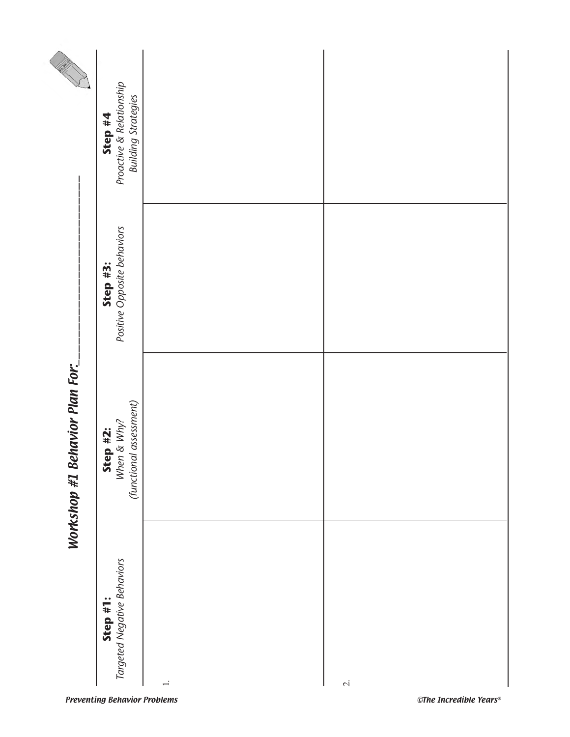# *Workshop #1 Behavior Plan For:*___________________________

| **Step #1:** *Targeted Negative Behaviors* | **Step #2:** *When & Why? (functional assessment)* | **Step #3:** *Positive Opposite behaviors* | **Step #4** *Proactive & Relationship Building Strategies* |
|---|---|---|---|
| 1. | | | |
| 2. | | | |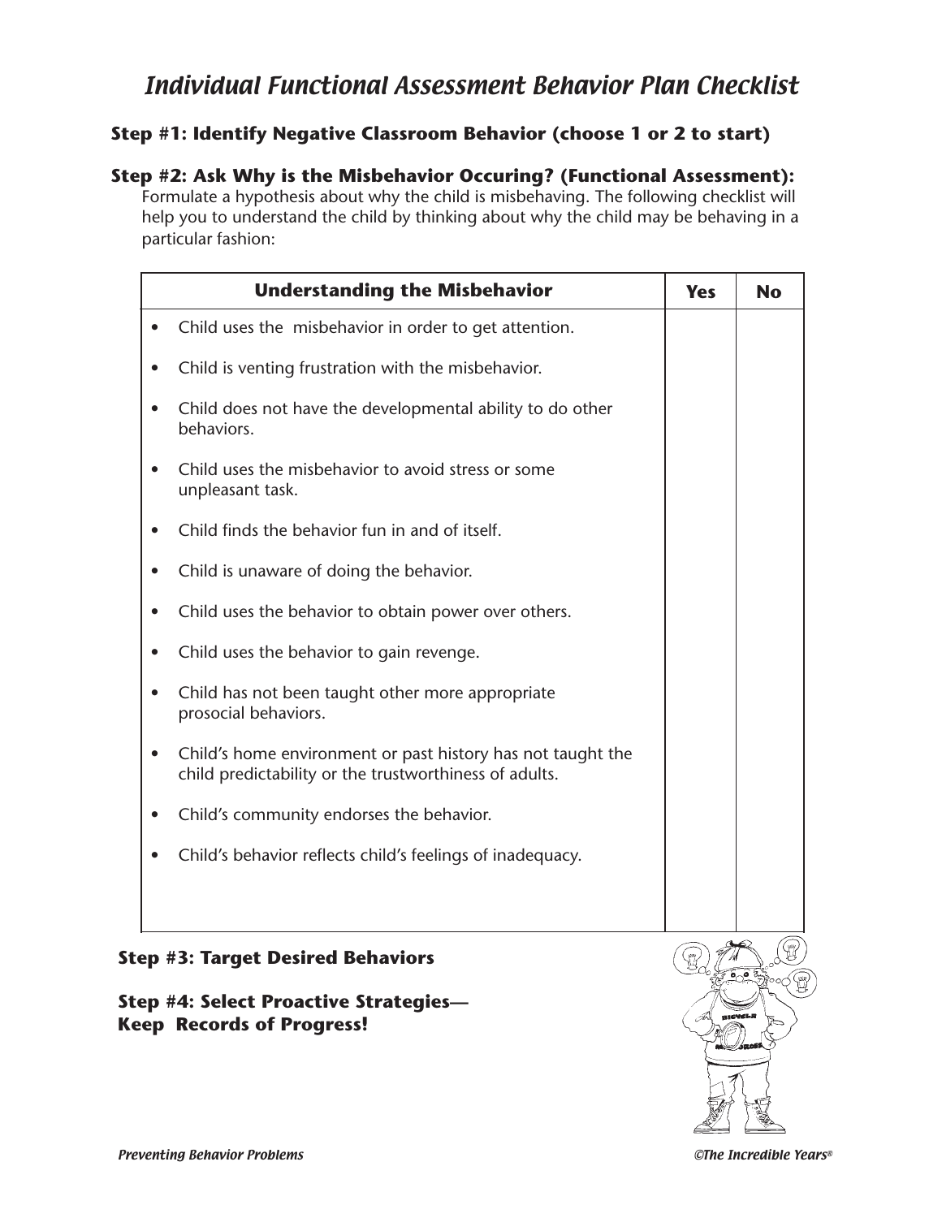# Individual Functional Assessment Behavior Plan Checklist

**Step #1: Identify Negative Classroom Behavior (choose 1 or 2 to start)**

**Step #2: Ask Why is the Misbehavior Occuring? (Functional Assessment):**
Formulate a hypothesis about why the child is misbehaving. The following checklist will help you to understand the child by thinking about why the child may be behaving in a particular fashion:

| Understanding the Misbehavior | Yes | No |
|---|---|---|
| • Child uses the misbehavior in order to get attention. | | |
| • Child is venting frustration with the misbehavior. | | |
| • Child does not have the developmental ability to do other behaviors. | | |
| • Child uses the misbehavior to avoid stress or some unpleasant task. | | |
| • Child finds the behavior fun in and of itself. | | |
| • Child is unaware of doing the behavior. | | |
| • Child uses the behavior to obtain power over others. | | |
| • Child uses the behavior to gain revenge. | | |
| • Child has not been taught other more appropriate prosocial behaviors. | | |
| • Child's home environment or past history has not taught the child predictability or the trustworthiness of adults. | | |
| • Child's community endorses the behavior. | | |
| • Child's behavior reflects child's feelings of inadequacy. | | |

**Step #3: Target Desired Behaviors**

**Step #4: Select Proactive Strategies—Keep Records of Progress!**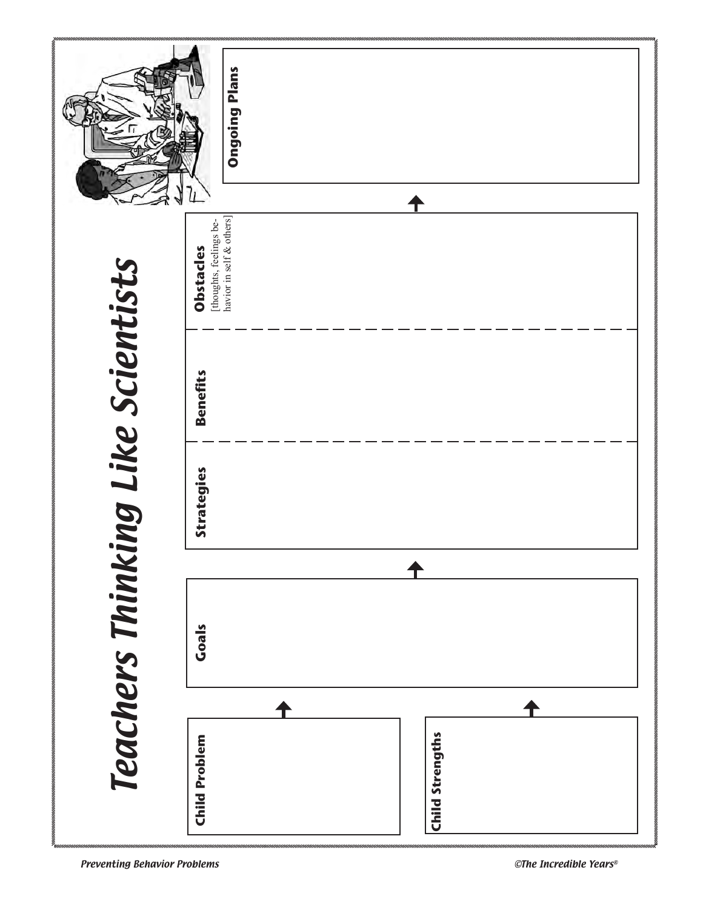# Teachers Thinking Like Scientists

**Child Problem**

**Child Strengths**

**Goals**

**Strategies**

**Benefits**

**Obstacles**
[thoughts, feelings behavior in self & others]

**Ongoing Plans**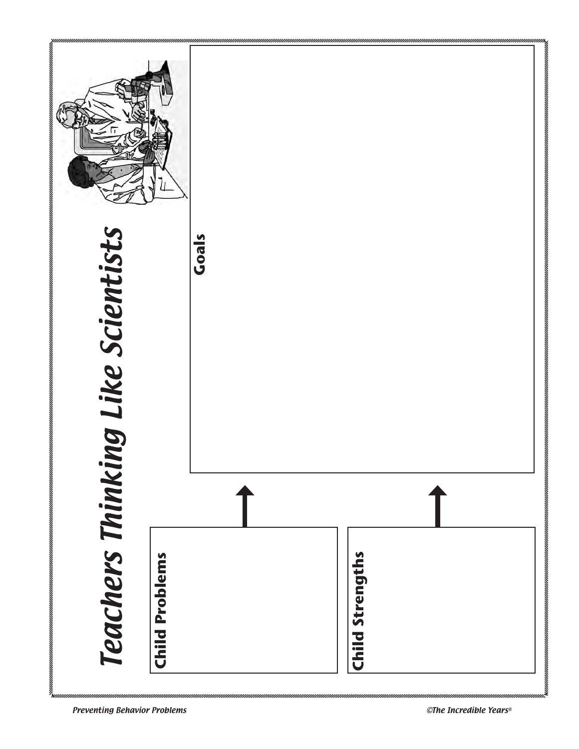# Teachers Thinking Like Scientists

**Goals**

**Child Problems**

**Child Strengths**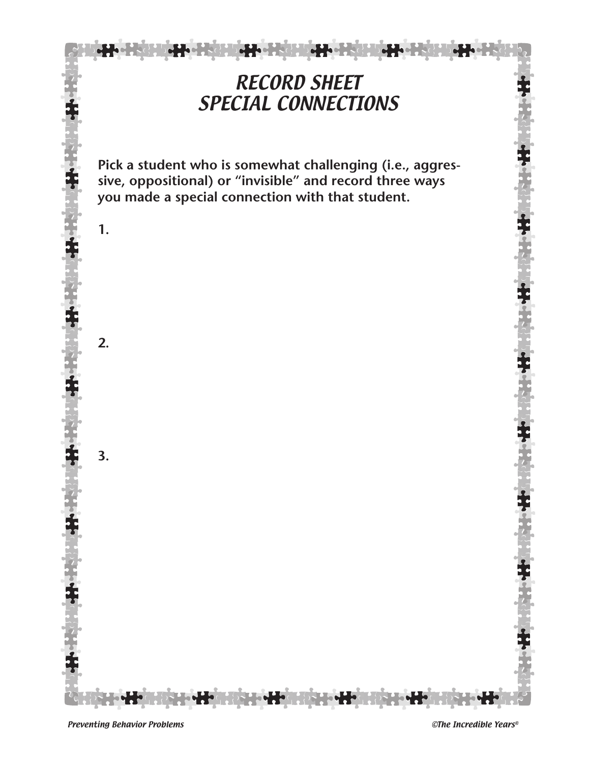# *RECORD SHEET*
# *SPECIAL CONNECTIONS*

**Pick a student who is somewhat challenging (i.e., aggressive, oppositional) or "invisible" and record three ways you made a special connection with that student.**

**1.**

**2.**

**3.**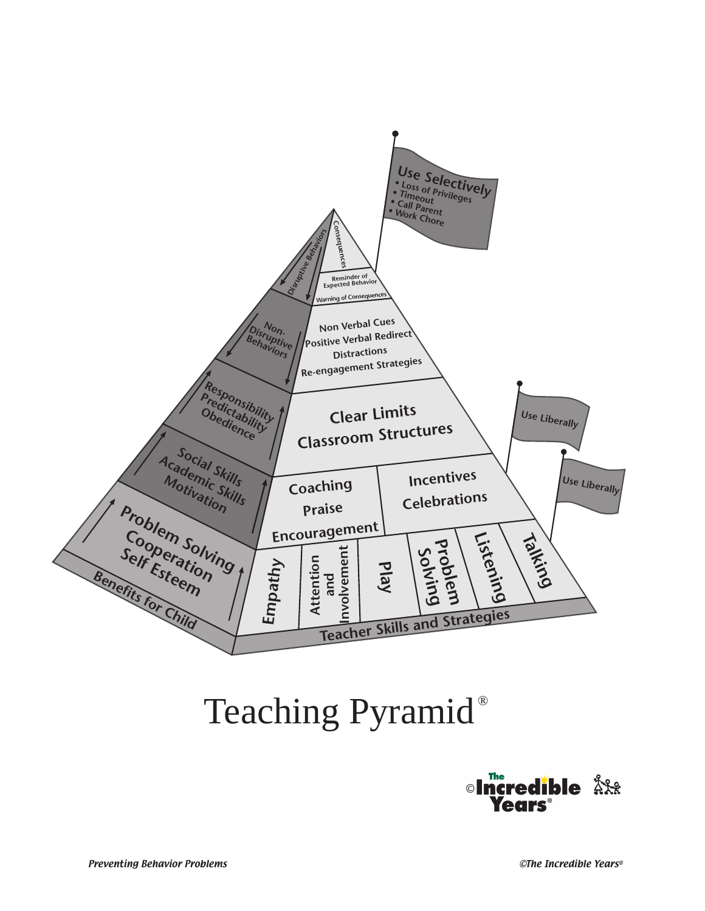Use Selectively
- Loss of Privileges
- Timeout
- Call Parent
- Work Chore

Consequences

Disruptive Behaviors

Reminder of Expected Behavior

Warning of Consequences

Non-Disruptive Behaviors

Non Verbal Cues
Positive Verbal Redirect
Distractions
Re-engagement Strategies

Responsibility
Predictability
Obedience

Clear Limits
Classroom Structures

Use Liberally

Social Skills
Academic Skills
Motivation

Coaching
Praise
Encouragement

Incentives
Celebrations

Use Liberally

Problem Solving
Cooperation
Self Esteem

Empathy | Attention and Involvement | Play | Problem Solving | Listening | Talking

Benefits for Child

Teacher Skills and Strategies

# Teaching Pyramid®

©The Incredible Years®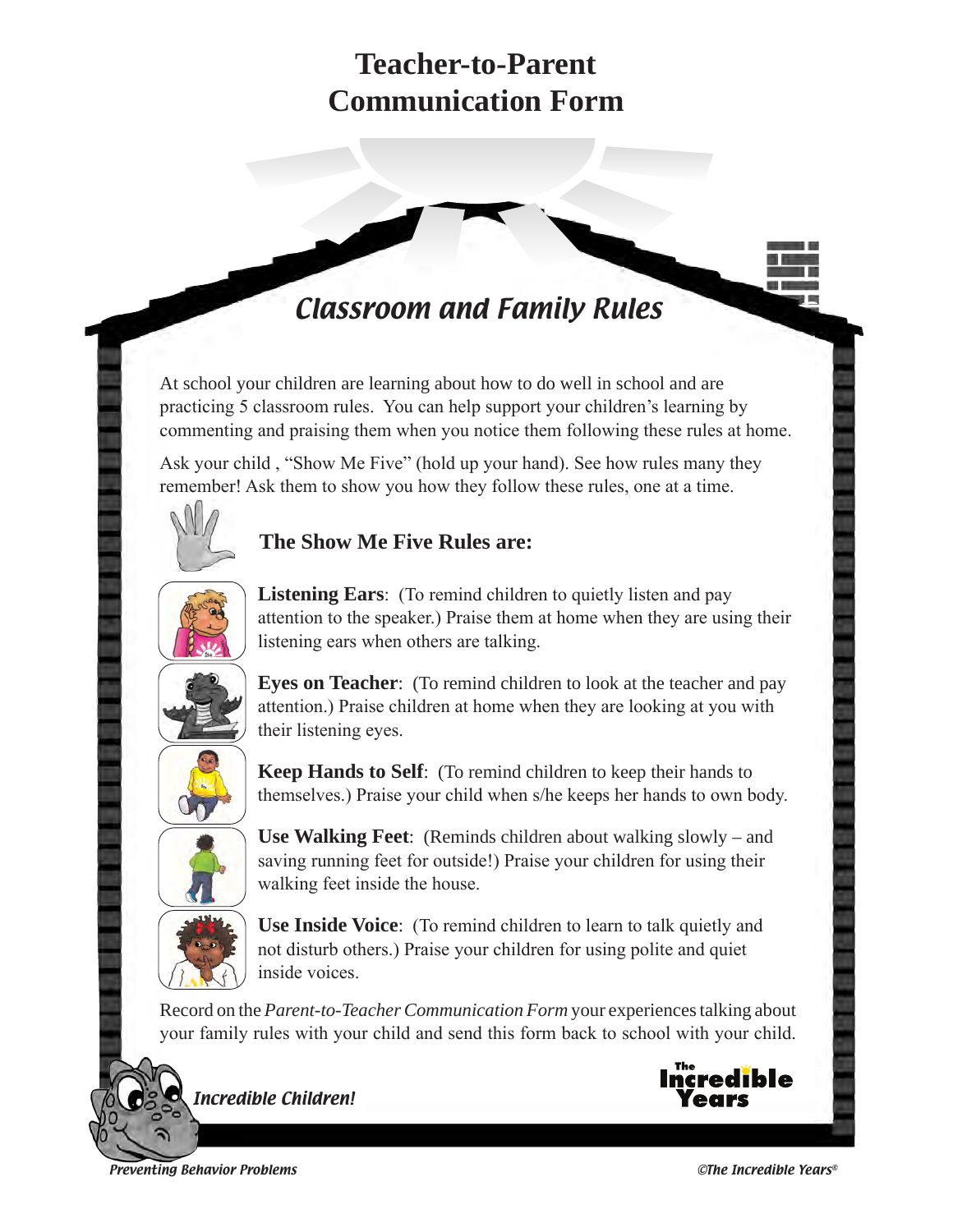# Teacher-to-Parent Communication Form

## *Classroom and Family Rules*

At school your children are learning about how to do well in school and are practicing 5 classroom rules. You can help support your children's learning by commenting and praising them when you notice them following these rules at home.

Ask your child , "Show Me Five" (hold up your hand). See how rules many they remember! Ask them to show you how they follow these rules, one at a time.

### The Show Me Five Rules are:

**Listening Ears**: (To remind children to quietly listen and pay attention to the speaker.) Praise them at home when they are using their listening ears when others are talking.

**Eyes on Teacher**: (To remind children to look at the teacher and pay attention.) Praise children at home when they are looking at you with their listening eyes.

**Keep Hands to Self**: (To remind children to keep their hands to themselves.) Praise your child when s/he keeps her hands to own body.

**Use Walking Feet**: (Reminds children about walking slowly – and saving running feet for outside!) Praise your children for using their walking feet inside the house.

**Use Inside Voice**: (To remind children to learn to talk quietly and not disturb others.) Praise your children for using polite and quiet inside voices.

Record on the *Parent-to-Teacher Communication Form* your experiences talking about your family rules with your child and send this form back to school with your child.

*Incredible Children!*

The Incredible Years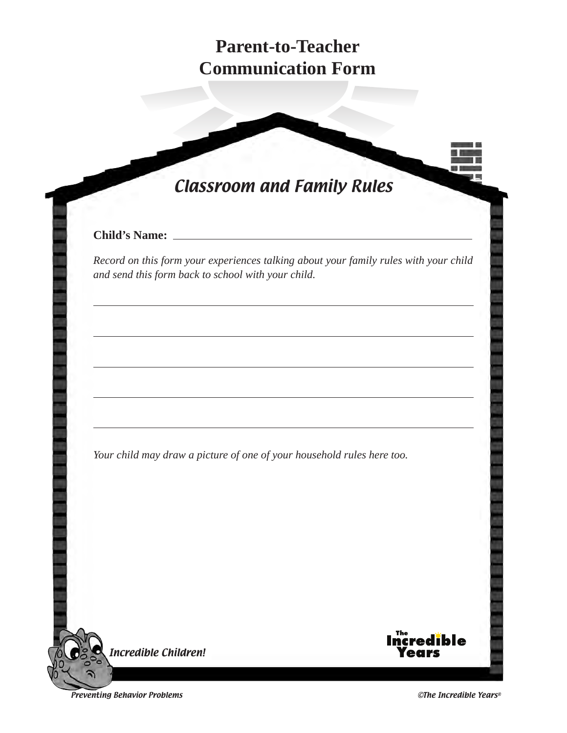# Parent-to-Teacher Communication Form

## *Classroom and Family Rules*

**Child's Name:** ______________________________________________

*Record on this form your experiences talking about your family rules with your child and send this form back to school with your child.*

______________________________________________

______________________________________________

______________________________________________

______________________________________________

______________________________________________

*Your child may draw a picture of one of your household rules here too.*

*Incredible Children!*

The Incredible Years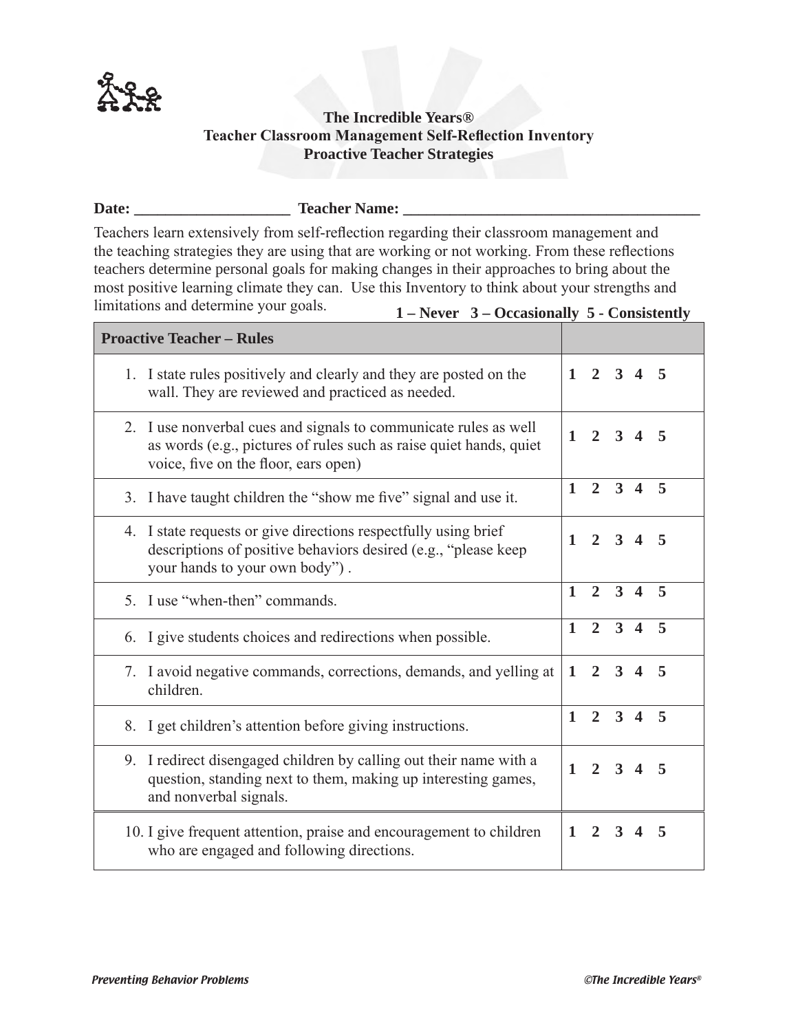**The Incredible Years®**
**Teacher Classroom Management Self-Reflection Inventory**
**Proactive Teacher Strategies**

**Date: ____________________ Teacher Name: ______________________________________**

Teachers learn extensively from self-reflection regarding their classroom management and the teaching strategies they are using that are working or not working. From these reflections teachers determine personal goals for making changes in their approaches to bring about the most positive learning climate they can. Use this Inventory to think about your strengths and limitations and determine your goals.

**1 – Never 3 – Occasionally 5 - Consistently**

| **Proactive Teacher – Rules** | |
|---|---|
| 1. I state rules positively and clearly and they are posted on the wall. They are reviewed and practiced as needed. | **1 2 3 4 5** |
| 2. I use nonverbal cues and signals to communicate rules as well as words (e.g., pictures of rules such as raise quiet hands, quiet voice, five on the floor, ears open) | **1 2 3 4 5** |
| 3. I have taught children the “show me five” signal and use it. | **1 2 3 4 5** |
| 4. I state requests or give directions respectfully using brief descriptions of positive behaviors desired (e.g., “please keep your hands to your own body”) . | **1 2 3 4 5** |
| 5. I use “when-then” commands. | **1 2 3 4 5** |
| 6. I give students choices and redirections when possible. | **1 2 3 4 5** |
| 7. I avoid negative commands, corrections, demands, and yelling at children. | **1 2 3 4 5** |
| 8. I get children’s attention before giving instructions. | **1 2 3 4 5** |
| 9. I redirect disengaged children by calling out their name with a question, standing next to them, making up interesting games, and nonverbal signals. | **1 2 3 4 5** |
| 10. I give frequent attention, praise and encouragement to children who are engaged and following directions. | **1 2 3 4 5** |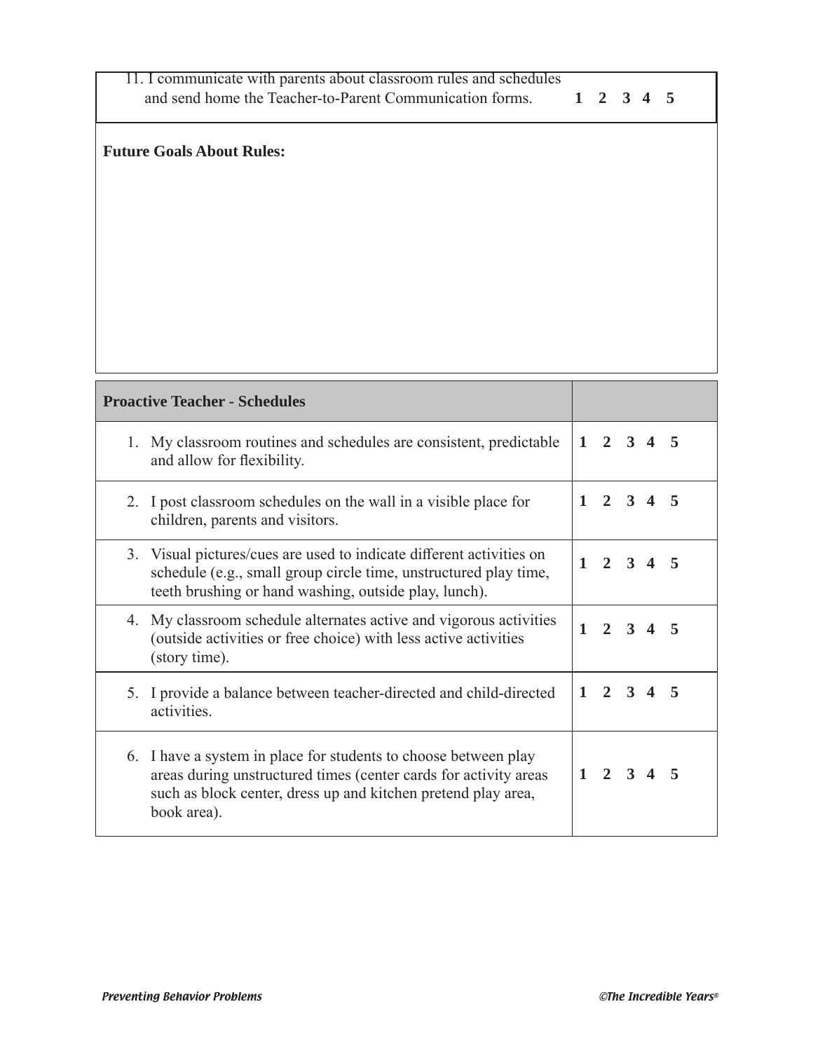| | |
|---|---|
| 11. I communicate with parents about classroom rules and schedules and send home the Teacher-to-Parent Communication forms. | 1 2 3 4 5 |

**Future Goals About Rules:**

| Proactive Teacher - Schedules | |
|---|---|
| 1. My classroom routines and schedules are consistent, predictable and allow for flexibility. | 1 2 3 4 5 |
| 2. I post classroom schedules on the wall in a visible place for children, parents and visitors. | 1 2 3 4 5 |
| 3. Visual pictures/cues are used to indicate different activities on schedule (e.g., small group circle time, unstructured play time, teeth brushing or hand washing, outside play, lunch). | 1 2 3 4 5 |
| 4. My classroom schedule alternates active and vigorous activities (outside activities or free choice) with less active activities (story time). | 1 2 3 4 5 |
| 5. I provide a balance between teacher-directed and child-directed activities. | 1 2 3 4 5 |
| 6. I have a system in place for students to choose between play areas during unstructured times (center cards for activity areas such as block center, dress up and kitchen pretend play area, book area). | 1 2 3 4 5 |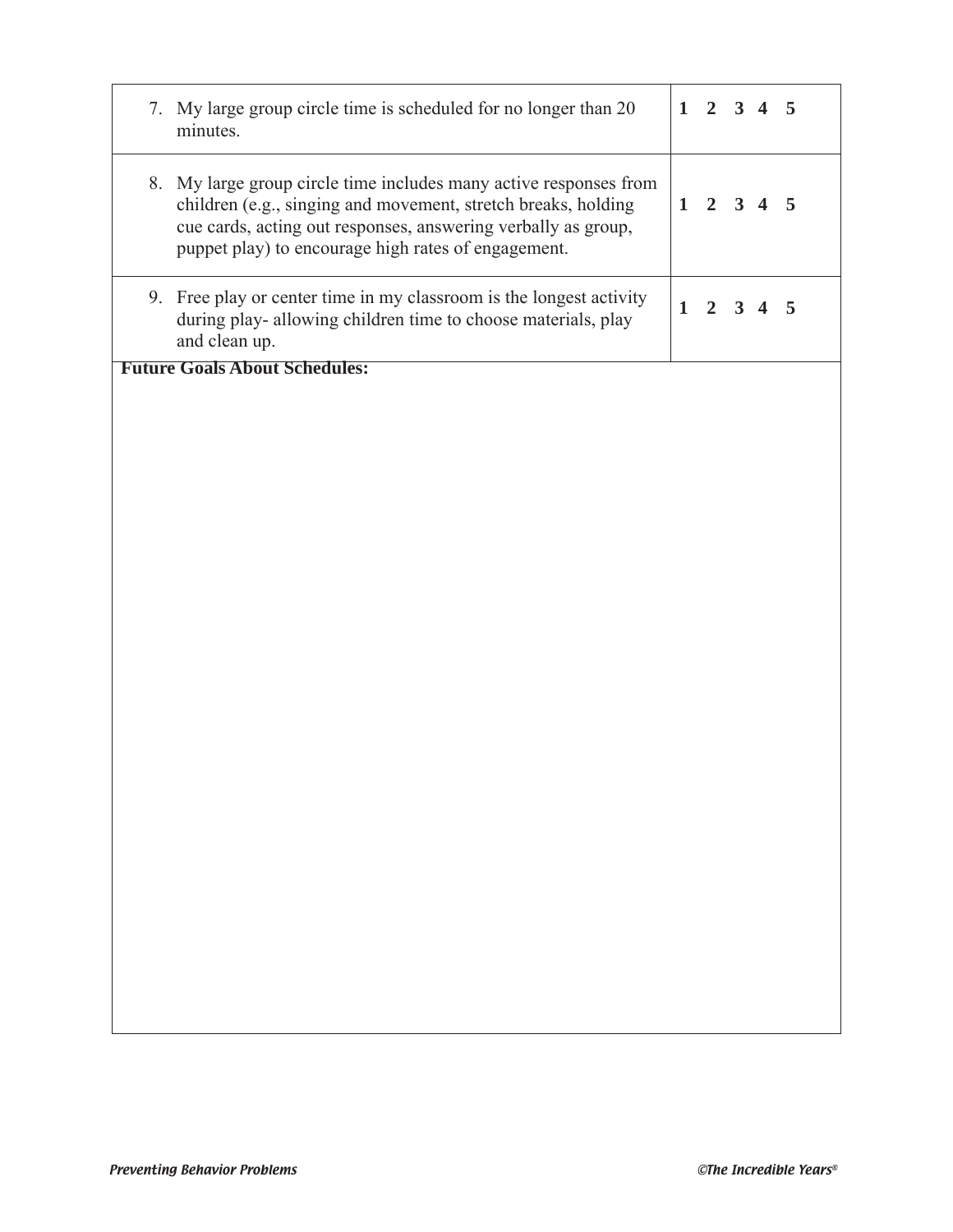| | |
|---|---|
| 7. My large group circle time is scheduled for no longer than 20 minutes. | **1 2 3 4 5** |
| 8. My large group circle time includes many active responses from children (e.g., singing and movement, stretch breaks, holding cue cards, acting out responses, answering verbally as group, puppet play) to encourage high rates of engagement. | **1 2 3 4 5** |
| 9. Free play or center time in my classroom is the longest activity during play- allowing children time to choose materials, play and clean up. | **1 2 3 4 5** |

**Future Goals About Schedules:**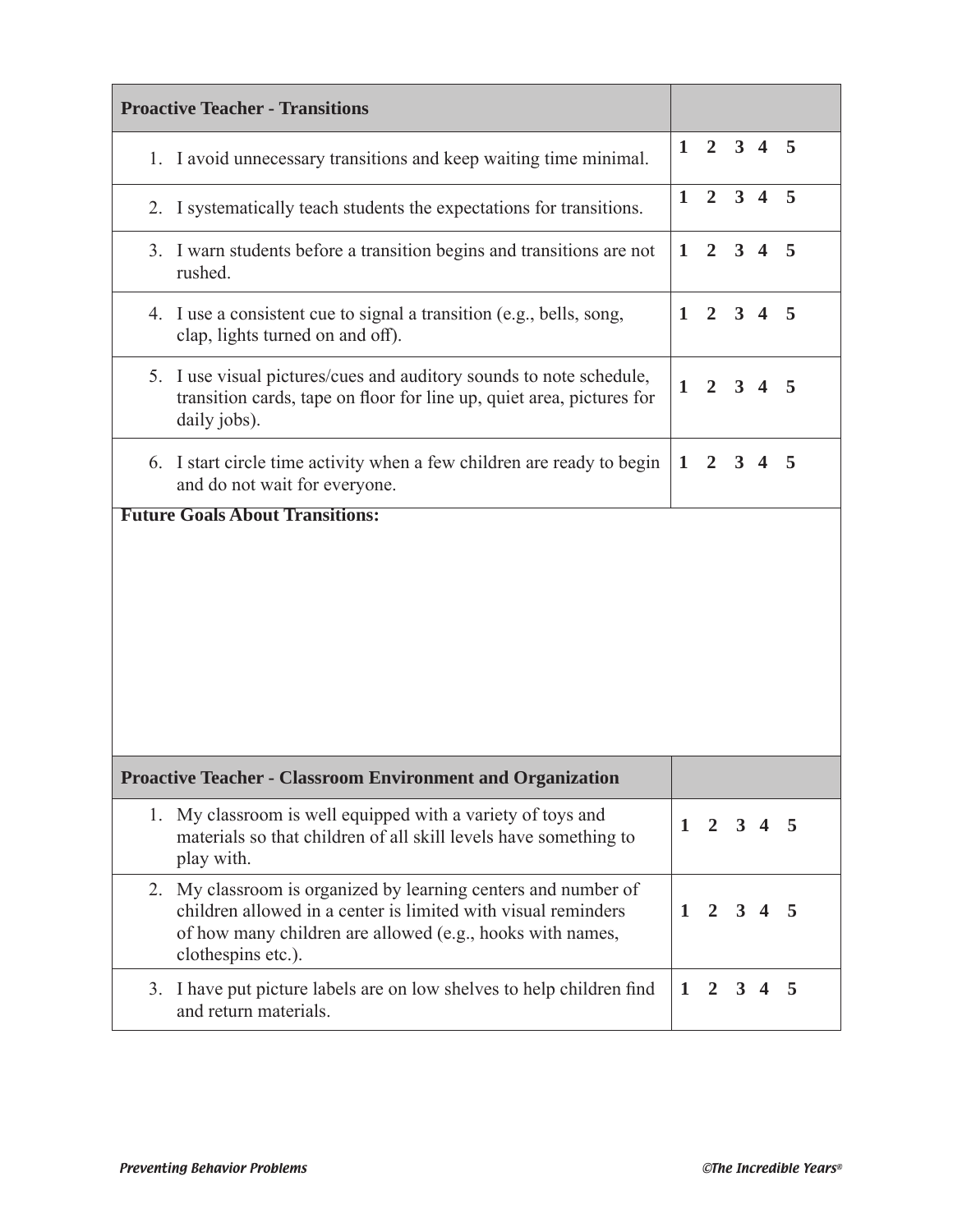| Proactive Teacher - Transitions | |
|---|---|
| 1. I avoid unnecessary transitions and keep waiting time minimal. | **1 2 3 4 5** |
| 2. I systematically teach students the expectations for transitions. | **1 2 3 4 5** |
| 3. I warn students before a transition begins and transitions are not rushed. | **1 2 3 4 5** |
| 4. I use a consistent cue to signal a transition (e.g., bells, song, clap, lights turned on and off). | **1 2 3 4 5** |
| 5. I use visual pictures/cues and auditory sounds to note schedule, transition cards, tape on floor for line up, quiet area, pictures for daily jobs). | **1 2 3 4 5** |
| 6. I start circle time activity when a few children are ready to begin and do not wait for everyone. | **1 2 3 4 5** |

**Future Goals About Transitions:**

| Proactive Teacher - Classroom Environment and Organization | |
|---|---|
| 1. My classroom is well equipped with a variety of toys and materials so that children of all skill levels have something to play with. | **1 2 3 4 5** |
| 2. My classroom is organized by learning centers and number of children allowed in a center is limited with visual reminders of how many children are allowed (e.g., hooks with names, clothespins etc.). | **1 2 3 4 5** |
| 3. I have put picture labels are on low shelves to help children find and return materials. | **1 2 3 4 5** |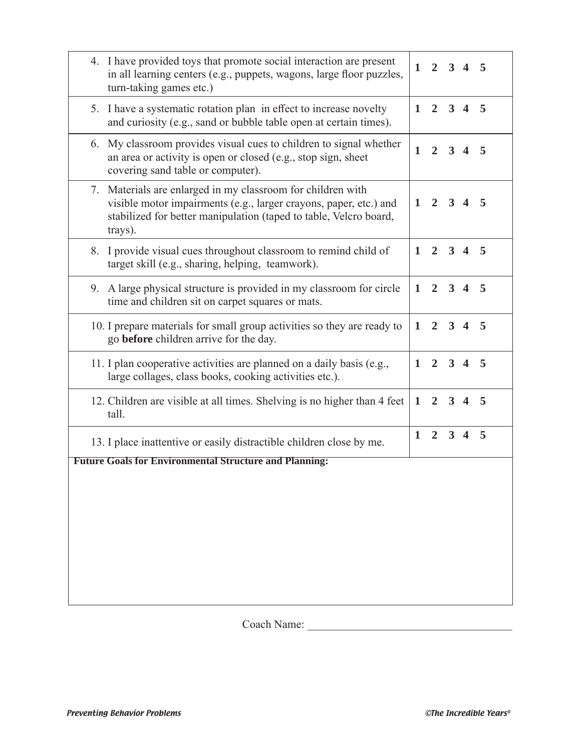| | |
|---|---|
| 4. I have provided toys that promote social interaction are present in all learning centers (e.g., puppets, wagons, large floor puzzles, turn-taking games etc.) | **1 2 3 4 5** |
| 5. I have a systematic rotation plan in effect to increase novelty and curiosity (e.g., sand or bubble table open at certain times). | **1 2 3 4 5** |
| 6. My classroom provides visual cues to children to signal whether an area or activity is open or closed (e.g., stop sign, sheet covering sand table or computer). | **1 2 3 4 5** |
| 7. Materials are enlarged in my classroom for children with visible motor impairments (e.g., larger crayons, paper, etc.) and stabilized for better manipulation (taped to table, Velcro board, trays). | **1 2 3 4 5** |
| 8. I provide visual cues throughout classroom to remind child of target skill (e.g., sharing, helping, teamwork). | **1 2 3 4 5** |
| 9. A large physical structure is provided in my classroom for circle time and children sit on carpet squares or mats. | **1 2 3 4 5** |
| 10. I prepare materials for small group activities so they are ready to go **before** children arrive for the day. | **1 2 3 4 5** |
| 11. I plan cooperative activities are planned on a daily basis (e.g., large collages, class books, cooking activities etc.). | **1 2 3 4 5** |
| 12. Children are visible at all times. Shelving is no higher than 4 feet tall. | **1 2 3 4 5** |
| 13. I place inattentive or easily distractible children close by me. | **1 2 3 4 5** |

**Future Goals for Environmental Structure and Planning:**

Coach Name: ______________________________